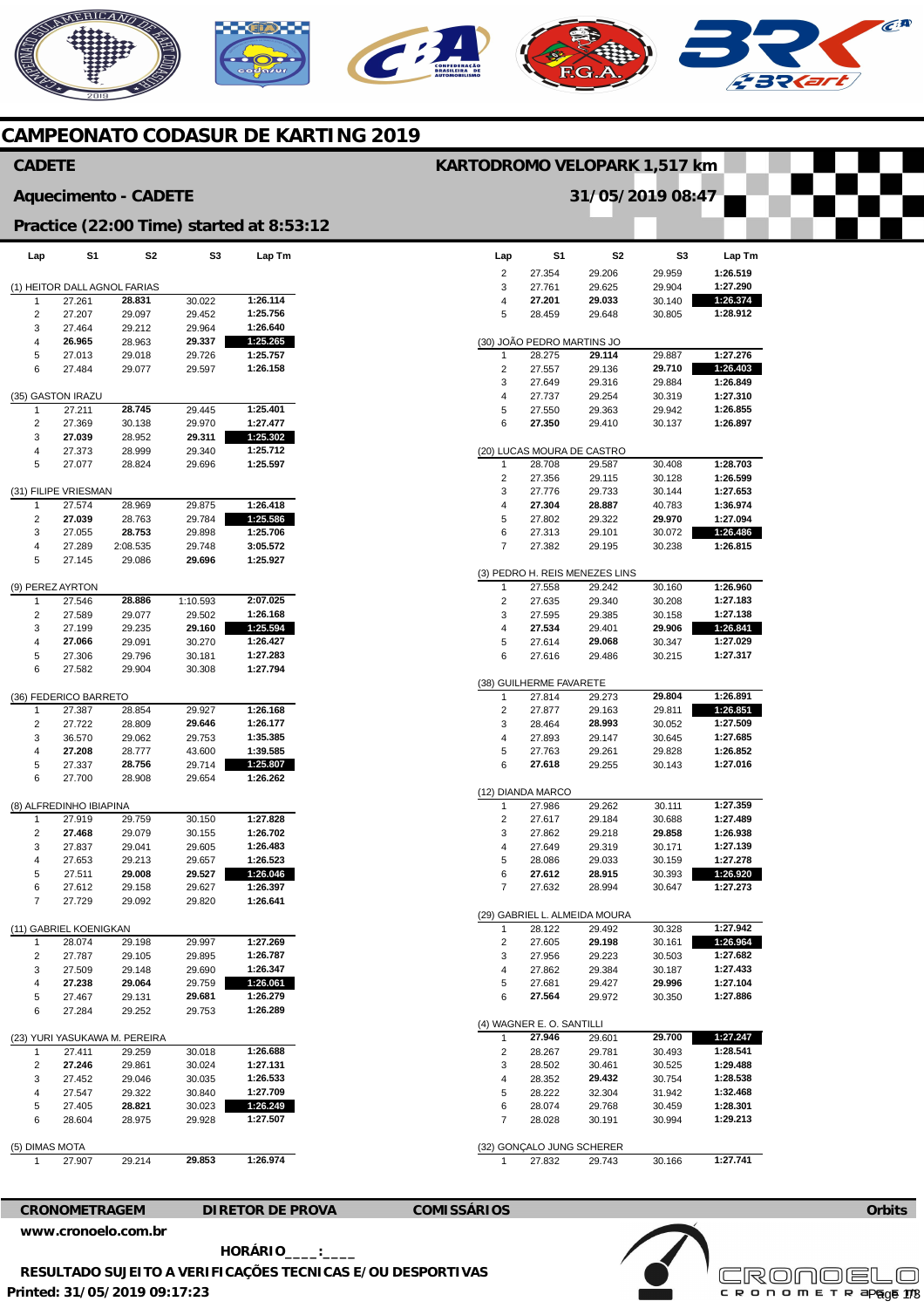# CAMPEONATO CODASUR DE KARTING 2019

## CADETE

**KARTODROMO VELOPARK 1,517 km**

**Aquecimento - CADETE**

**31/05/2019 08:47**

**Practice (22:00 Time) started at 8:53:12**

| Lap | S1 | S2 | S3 | Lap Tm |
|---|---|---|---|---|
| **(1) HEITOR DALL AGNOL FARIAS** | | | | |
| 1 | 27.261 | 28.831 | 30.022 | 1:26.114 |
| 2 | 27.207 | 29.097 | 29.452 | 1:25.756 |
| 3 | 27.464 | 29.212 | 29.964 | 1:26.640 |
| 4 | 26.965 | 28.963 | 29.337 | 1:25.265 |
| 5 | 27.013 | 29.018 | 29.726 | 1:25.757 |
| 6 | 27.484 | 29.077 | 29.597 | 1:26.158 |
| **(35) GASTON IRAZU** | | | | |
| 1 | 27.211 | 28.745 | 29.445 | 1:25.401 |
| 2 | 27.369 | 30.138 | 29.970 | 1:27.477 |
| 3 | 27.039 | 28.952 | 29.311 | 1:25.302 |
| 4 | 27.373 | 28.999 | 29.340 | 1:25.712 |
| 5 | 27.077 | 28.824 | 29.696 | 1:25.597 |
| **(31) FILIPE VRIESMAN** | | | | |
| 1 | 27.574 | 28.969 | 29.875 | 1:26.418 |
| 2 | 27.039 | 28.763 | 29.784 | 1:25.586 |
| 3 | 27.055 | 28.753 | 29.898 | 1:25.706 |
| 4 | 27.289 | 2:08.535 | 29.748 | 3:05.572 |
| 5 | 27.145 | 29.086 | 29.696 | 1:25.927 |
| **(9) PEREZ AYRTON** | | | | |
| 1 | 27.546 | 28.886 | 1:10.593 | 2:07.025 |
| 2 | 27.589 | 29.077 | 29.502 | 1:26.168 |
| 3 | 27.199 | 29.235 | 29.160 | 1:25.594 |
| 4 | 27.066 | 29.091 | 30.270 | 1:26.427 |
| 5 | 27.306 | 29.796 | 30.181 | 1:27.283 |
| 6 | 27.582 | 29.904 | 30.308 | 1:27.794 |
| **(36) FEDERICO BARRETO** | | | | |
| 1 | 27.387 | 28.854 | 29.927 | 1:26.168 |
| 2 | 27.722 | 28.809 | 29.646 | 1:26.177 |
| 3 | 36.570 | 29.062 | 29.753 | 1:35.385 |
| 4 | 27.208 | 28.777 | 43.600 | 1:39.585 |
| 5 | 27.337 | 28.756 | 29.714 | 1:25.807 |
| 6 | 27.700 | 28.908 | 29.654 | 1:26.262 |
| **(8) ALFREDINHO IBIAPINA** | | | | |
| 1 | 27.919 | 29.759 | 30.150 | 1:27.828 |
| 2 | 27.468 | 29.079 | 30.155 | 1:26.702 |
| 3 | 27.837 | 29.041 | 29.605 | 1:26.483 |
| 4 | 27.653 | 29.213 | 29.657 | 1:26.523 |
| 5 | 27.511 | 29.008 | 29.527 | 1:26.046 |
| 6 | 27.612 | 29.158 | 29.627 | 1:26.397 |
| 7 | 27.729 | 29.092 | 29.820 | 1:26.641 |
| **(11) GABRIEL KOENIGKAN** | | | | |
| 1 | 28.074 | 29.198 | 29.997 | 1:27.269 |
| 2 | 27.787 | 29.105 | 29.895 | 1:26.787 |
| 3 | 27.509 | 29.148 | 29.690 | 1:26.347 |
| 4 | 27.238 | 29.064 | 29.759 | 1:26.061 |
| 5 | 27.467 | 29.131 | 29.681 | 1:26.279 |
| 6 | 27.284 | 29.252 | 29.753 | 1:26.289 |
| **(23) YURI YASUKAWA M. PEREIRA** | | | | |
| 1 | 27.411 | 29.259 | 30.018 | 1:26.688 |
| 2 | 27.246 | 29.861 | 30.024 | 1:27.131 |
| 3 | 27.452 | 29.046 | 30.035 | 1:26.533 |
| 4 | 27.547 | 29.322 | 30.840 | 1:27.709 |
| 5 | 27.405 | 28.821 | 30.023 | 1:26.249 |
| 6 | 28.604 | 28.975 | 29.928 | 1:27.507 |
| **(5) DIMAS MOTA** | | | | |
| 1 | 27.907 | 29.214 | 29.853 | 1:26.974 |
| 2 | 27.354 | 29.206 | 29.959 | 1:26.519 |
| 3 | 27.761 | 29.625 | 29.904 | 1:27.290 |
| 4 | 27.201 | 29.033 | 30.140 | 1:26.374 |
| 5 | 28.459 | 29.648 | 30.805 | 1:28.912 |
| **(30) JOÃO PEDRO MARTINS JO** | | | | |
| 1 | 28.275 | 29.114 | 29.887 | 1:27.276 |
| 2 | 27.557 | 29.136 | 29.710 | 1:26.403 |
| 3 | 27.649 | 29.316 | 29.884 | 1:26.849 |
| 4 | 27.737 | 29.254 | 30.319 | 1:27.310 |
| 5 | 27.550 | 29.363 | 29.942 | 1:26.855 |
| 6 | 27.350 | 29.410 | 30.137 | 1:26.897 |
| **(20) LUCAS MOURA DE CASTRO** | | | | |
| 1 | 28.708 | 29.587 | 30.408 | 1:28.703 |
| 2 | 27.356 | 29.115 | 30.128 | 1:26.599 |
| 3 | 27.776 | 29.733 | 30.144 | 1:27.653 |
| 4 | 27.304 | 28.887 | 40.783 | 1:36.974 |
| 5 | 27.802 | 29.322 | 29.970 | 1:27.094 |
| 6 | 27.313 | 29.101 | 30.072 | 1:26.486 |
| 7 | 27.382 | 29.195 | 30.238 | 1:26.815 |
| **(3) PEDRO H. REIS MENEZES LINS** | | | | |
| 1 | 27.558 | 29.242 | 30.160 | 1:26.960 |
| 2 | 27.635 | 29.340 | 30.208 | 1:27.183 |
| 3 | 27.595 | 29.385 | 30.158 | 1:27.138 |
| 4 | 27.534 | 29.401 | 29.906 | 1:26.841 |
| 5 | 27.614 | 29.068 | 30.347 | 1:27.029 |
| 6 | 27.616 | 29.486 | 30.215 | 1:27.317 |
| **(38) GUILHERME FAVARETE** | | | | |
| 1 | 27.814 | 29.273 | 29.804 | 1:26.891 |
| 2 | 27.877 | 29.163 | 29.811 | 1:26.851 |
| 3 | 28.464 | 28.993 | 30.052 | 1:27.509 |
| 4 | 27.893 | 29.147 | 30.645 | 1:27.685 |
| 5 | 27.763 | 29.261 | 29.828 | 1:26.852 |
| 6 | 27.618 | 29.255 | 30.143 | 1:27.016 |
| **(12) DIANDA MARCO** | | | | |
| 1 | 27.986 | 29.262 | 30.111 | 1:27.359 |
| 2 | 27.617 | 29.184 | 30.688 | 1:27.489 |
| 3 | 27.862 | 29.218 | 29.858 | 1:26.938 |
| 4 | 27.649 | 29.319 | 30.171 | 1:27.139 |
| 5 | 28.086 | 29.033 | 30.159 | 1:27.278 |
| 6 | 27.612 | 28.915 | 30.393 | 1:26.920 |
| 7 | 27.632 | 28.994 | 30.647 | 1:27.273 |
| **(29) GABRIEL L. ALMEIDA MOURA** | | | | |
| 1 | 28.122 | 29.492 | 30.328 | 1:27.942 |
| 2 | 27.605 | 29.198 | 30.161 | 1:26.964 |
| 3 | 27.956 | 29.223 | 30.503 | 1:27.682 |
| 4 | 27.862 | 29.384 | 30.187 | 1:27.433 |
| 5 | 27.681 | 29.427 | 29.996 | 1:27.104 |
| 6 | 27.564 | 29.972 | 30.350 | 1:27.886 |
| **(4) WAGNER E. O. SANTILLI** | | | | |
| 1 | 27.946 | 29.601 | 29.700 | 1:27.247 |
| 2 | 28.267 | 29.781 | 30.493 | 1:28.541 |
| 3 | 28.502 | 30.461 | 30.525 | 1:29.488 |
| 4 | 28.352 | 29.432 | 30.754 | 1:28.538 |
| 5 | 28.222 | 32.304 | 31.942 | 1:32.468 |
| 6 | 28.074 | 29.768 | 30.459 | 1:28.301 |
| 7 | 28.028 | 30.191 | 30.994 | 1:29.213 |
| **(32) GONÇALO JUNG SCHERER** | | | | |
| 1 | 27.832 | 29.743 | 30.166 | 1:27.741 |

**CRONOMETRAGEM** | **DIRETOR DE PROVA** | **COMISSÁRIOS** | **Orbits**

www.cronoelo.com.br

**HORÁRIO\_\_\_\_:\_\_\_\_**

**RESULTADO SUJEITO A VERIFICAÇÕES TECNICAS E/OU DESPORTIVAS**

**Printed: 31/05/2019 09:17:23**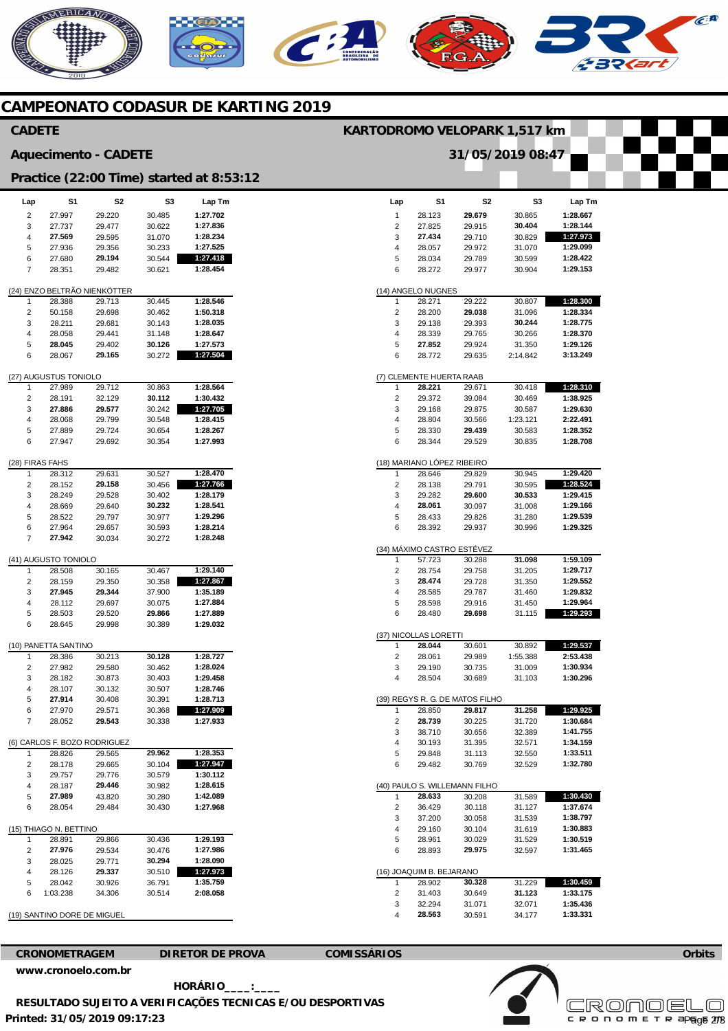# CAMPEONATO CODASUR DE KARTING 2019

## CADETE

**KARTODROMO VELOPARK 1,517 km**

**Aquecimento - CADETE**

**31/05/2019 08:47**

**Practice (22:00 Time) started at 8:53:12**

| Lap | S1 | S2 | S3 | Lap Tm |
|---|---|---|---|---|
| 2 | 27.997 | 29.220 | 30.485 | 1:27.702 |
| 3 | 27.737 | 29.477 | 30.622 | 1:27.836 |
| 4 | **27.569** | 29.595 | 31.070 | 1:28.234 |
| 5 | 27.936 | 29.356 | 30.233 | 1:27.525 |
| 6 | 27.680 | **29.194** | 30.544 | **1:27.418** |
| 7 | 28.351 | 29.482 | 30.621 | 1:28.454 |

(24) ENZO BELTRÃO NIENKÖTTER

| Lap | S1 | S2 | S3 | Lap Tm |
|---|---|---|---|---|
| 1 | 28.388 | 29.713 | 30.445 | 1:28.546 |
| 2 | 50.158 | 29.698 | 30.462 | 1:50.318 |
| 3 | 28.211 | 29.681 | 30.143 | 1:28.035 |
| 4 | 28.058 | 29.441 | 31.148 | 1:28.647 |
| 5 | **28.045** | 29.402 | **30.126** | 1:27.573 |
| 6 | 28.067 | **29.165** | 30.272 | **1:27.504** |

(27) AUGUSTUS TONIOLO

| Lap | S1 | S2 | S3 | Lap Tm |
|---|---|---|---|---|
| 1 | 27.989 | 29.712 | 30.863 | 1:28.564 |
| 2 | 28.191 | 32.129 | **30.112** | 1:30.432 |
| 3 | **27.886** | **29.577** | 30.242 | **1:27.705** |
| 4 | 28.068 | 29.799 | 30.548 | 1:28.415 |
| 5 | 27.889 | 29.724 | 30.654 | 1:28.267 |
| 6 | 27.947 | 29.692 | 30.354 | 1:27.993 |

(28) FIRAS FAHS

| Lap | S1 | S2 | S3 | Lap Tm |
|---|---|---|---|---|
| 1 | 28.312 | 29.631 | 30.527 | 1:28.470 |
| 2 | 28.152 | **29.158** | 30.456 | **1:27.766** |
| 3 | 28.249 | 29.528 | 30.402 | 1:28.179 |
| 4 | 28.669 | 29.640 | **30.232** | 1:28.541 |
| 5 | 28.522 | 29.797 | 30.977 | 1:29.296 |
| 6 | 27.964 | 29.657 | 30.593 | 1:28.214 |
| 7 | **27.942** | 30.034 | 30.272 | 1:28.248 |

(41) AUGUSTO TONIOLO

| Lap | S1 | S2 | S3 | Lap Tm |
|---|---|---|---|---|
| 1 | 28.508 | 30.165 | 30.467 | 1:29.140 |
| 2 | 28.159 | 29.350 | 30.358 | **1:27.867** |
| 3 | **27.945** | **29.344** | 37.900 | 1:35.189 |
| 4 | 28.112 | 29.697 | 30.075 | 1:27.884 |
| 5 | 28.503 | 29.520 | **29.866** | 1:27.889 |
| 6 | 28.645 | 29.998 | 30.389 | 1:29.032 |

(10) PANETTA SANTINO

| Lap | S1 | S2 | S3 | Lap Tm |
|---|---|---|---|---|
| 1 | 28.386 | 30.213 | **30.128** | 1:28.727 |
| 2 | 27.982 | 29.580 | 30.462 | 1:28.024 |
| 3 | 28.182 | 30.873 | 30.403 | 1:29.458 |
| 4 | 28.107 | 30.132 | 30.507 | 1:28.746 |
| 5 | **27.914** | 30.408 | 30.391 | 1:28.713 |
| 6 | 27.970 | 29.571 | 30.368 | **1:27.909** |
| 7 | 28.052 | **29.543** | 30.338 | 1:27.933 |

(6) CARLOS F. BOZO RODRIGUEZ

| Lap | S1 | S2 | S3 | Lap Tm |
|---|---|---|---|---|
| 1 | 28.826 | 29.565 | **29.962** | 1:28.353 |
| 2 | 28.178 | 29.665 | 30.104 | **1:27.947** |
| 3 | 29.757 | 29.776 | 30.579 | 1:30.112 |
| 4 | 28.187 | **29.446** | 30.982 | 1:28.615 |
| 5 | **27.989** | 43.820 | 30.280 | 1:42.089 |
| 6 | 28.054 | 29.484 | 30.430 | 1:27.968 |

(15) THIAGO N. BETTINO

| Lap | S1 | S2 | S3 | Lap Tm |
|---|---|---|---|---|
| 1 | 28.891 | 29.866 | 30.436 | 1:29.193 |
| 2 | **27.976** | 29.534 | 30.476 | 1:27.986 |
| 3 | 28.025 | 29.771 | **30.294** | 1:28.090 |
| 4 | 28.126 | **29.337** | 30.510 | **1:27.973** |
| 5 | 28.042 | 30.926 | 36.791 | 1:35.759 |
| 6 | 1:03.238 | 34.306 | 30.514 | 2:08.058 |

(19) SANTINO DORE DE MIGUEL

| Lap | S1 | S2 | S3 | Lap Tm |
|---|---|---|---|---|
| 1 | 28.123 | **29.679** | 30.865 | 1:28.667 |
| 2 | 27.825 | 29.915 | **30.404** | 1:28.144 |
| 3 | **27.434** | 29.710 | 30.829 | **1:27.973** |
| 4 | 28.057 | 29.972 | 31.070 | 1:29.099 |
| 5 | 28.034 | 29.789 | 30.599 | 1:28.422 |
| 6 | 28.272 | 29.977 | 30.904 | 1:29.153 |

(14) ANGELO NUGNES

| Lap | S1 | S2 | S3 | Lap Tm |
|---|---|---|---|---|
| 1 | 28.271 | 29.222 | 30.807 | **1:28.300** |
| 2 | 28.200 | **29.038** | 31.096 | 1:28.334 |
| 3 | 29.138 | 29.393 | **30.244** | 1:28.775 |
| 4 | 28.339 | 29.765 | 30.266 | 1:28.370 |
| 5 | **27.852** | 29.924 | 31.350 | 1:29.126 |
| 6 | 28.772 | 29.635 | 2:14.842 | 3:13.249 |

(7) CLEMENTE HUERTA RAAB

| Lap | S1 | S2 | S3 | Lap Tm |
|---|---|---|---|---|
| 1 | **28.221** | 29.671 | 30.418 | **1:28.310** |
| 2 | 29.372 | 39.084 | 30.469 | 1:38.925 |
| 3 | 29.168 | 29.875 | 30.587 | 1:29.630 |
| 4 | 28.804 | 30.566 | 1:23.121 | 2:22.491 |
| 5 | 28.330 | **29.439** | 30.583 | 1:28.352 |
| 6 | 28.344 | 29.529 | 30.835 | 1:28.708 |

(18) MARIANO LÓPEZ RIBEIRO

| Lap | S1 | S2 | S3 | Lap Tm |
|---|---|---|---|---|
| 1 | 28.646 | 29.829 | 30.945 | 1:29.420 |
| 2 | 28.138 | 29.791 | 30.595 | **1:28.524** |
| 3 | 29.282 | **29.600** | **30.533** | 1:29.415 |
| 4 | **28.061** | 30.097 | 31.008 | 1:29.166 |
| 5 | 28.433 | 29.826 | 31.280 | 1:29.539 |
| 6 | 28.392 | 29.937 | 30.996 | 1:29.325 |

(34) MÁXIMO CASTRO ESTÉVEZ

| Lap | S1 | S2 | S3 | Lap Tm |
|---|---|---|---|---|
| 1 | 57.723 | 30.288 | **31.098** | 1:59.109 |
| 2 | 28.754 | 29.758 | 31.205 | 1:29.717 |
| 3 | **28.474** | 29.728 | 31.350 | 1:29.552 |
| 4 | 28.585 | 29.787 | 31.460 | 1:29.832 |
| 5 | 28.598 | 29.916 | 31.450 | 1:29.964 |
| 6 | 28.480 | **29.698** | 31.115 | **1:29.293** |

(37) NICOLLAS LORETTI

| Lap | S1 | S2 | S3 | Lap Tm |
|---|---|---|---|---|
| 1 | **28.044** | 30.601 | 30.892 | **1:29.537** |
| 2 | 28.061 | 29.989 | 1:55.388 | 2:53.438 |
| 3 | 29.190 | 30.735 | 31.009 | 1:30.934 |
| 4 | 28.504 | 30.689 | 31.103 | 1:30.296 |

(39) REGYS R. G. DE MATOS FILHO

| Lap | S1 | S2 | S3 | Lap Tm |
|---|---|---|---|---|
| 1 | 28.850 | **29.817** | **31.258** | **1:29.925** |
| 2 | **28.739** | 30.225 | 31.720 | 1:30.684 |
| 3 | 38.710 | 30.656 | 32.389 | 1:41.755 |
| 4 | 30.193 | 31.395 | 32.571 | 1:34.159 |
| 5 | 29.848 | 31.113 | 32.550 | 1:33.511 |
| 6 | 29.482 | 30.769 | 32.529 | 1:32.780 |

(40) PAULO S. WILLEMANN FILHO

| Lap | S1 | S2 | S3 | Lap Tm |
|---|---|---|---|---|
| 1 | **28.633** | 30.208 | 31.589 | **1:30.430** |
| 2 | 36.429 | 30.118 | 31.127 | 1:37.674 |
| 3 | 37.200 | 30.058 | 31.539 | 1:38.797 |
| 4 | 29.160 | 30.104 | 31.619 | 1:30.883 |
| 5 | 28.961 | 30.029 | 31.529 | 1:30.519 |
| 6 | 28.893 | **29.975** | 32.597 | 1:31.465 |

(16) JOAQUIM B. BEJARANO

| Lap | S1 | S2 | S3 | Lap Tm |
|---|---|---|---|---|
| 1 | 28.902 | **30.328** | 31.229 | **1:30.459** |
| 2 | 31.403 | 30.649 | **31.123** | 1:33.175 |
| 3 | 32.294 | 31.071 | 32.071 | 1:35.436 |
| 4 | **28.563** | 30.591 | 34.177 | 1:33.331 |

**CRONOMETRAGEM** **DIRETOR DE PROVA** **COMISSÁRIOS** **Orbits**

**www.cronoelo.com.br**

**HORÁRIO____:____**

**RESULTADO SUJEITO A VERIFICAÇÕES TECNICAS E/OU DESPORTIVAS**

**Printed: 31/05/2019 09:17:23**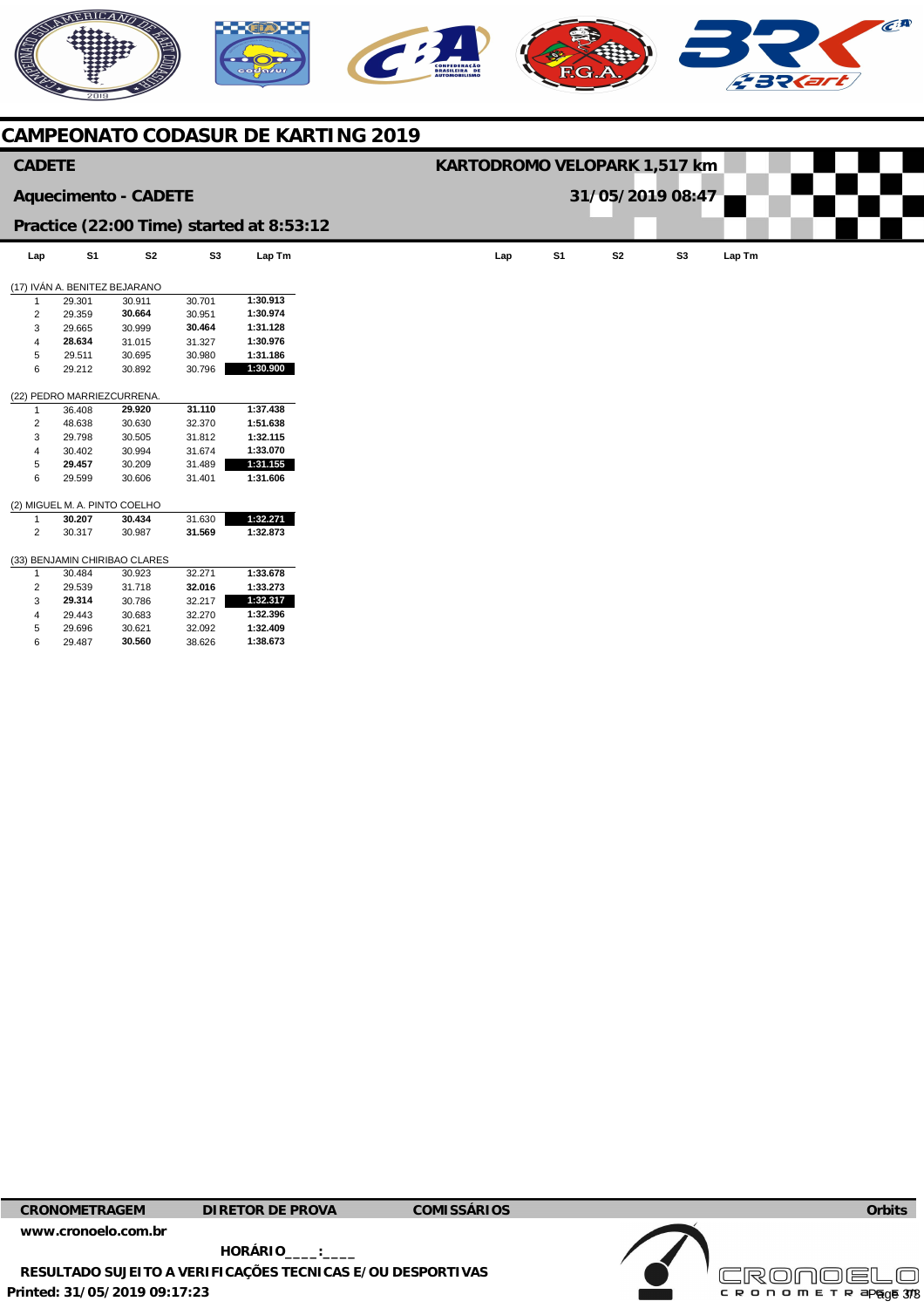# CAMPEONATO CODASUR DE KARTING 2019

## CADETE

**KARTODROMO VELOPARK 1,517 km**

**Aquecimento - CADETE**

**31/05/2019 08:47**

**Practice (22:00 Time) started at 8:53:12**

(17) IVÁN A. BENITEZ BEJARANO

| Lap | S1 | S2 | S3 | Lap Tm |
|---|---|---|---|---|
| 1 | 29.301 | 30.911 | 30.701 | **1:30.913** |
| 2 | 29.359 | **30.664** | 30.951 | **1:30.974** |
| 3 | 29.665 | 30.999 | **30.464** | **1:31.128** |
| 4 | **28.634** | 31.015 | 31.327 | **1:30.976** |
| 5 | 29.511 | 30.695 | 30.980 | **1:31.186** |
| 6 | 29.212 | 30.892 | 30.796 | **1:30.900** |

(22) PEDRO MARRIEZCURRENA.

| Lap | S1 | S2 | S3 | Lap Tm |
|---|---|---|---|---|
| 1 | 36.408 | **29.920** | **31.110** | **1:37.438** |
| 2 | 48.638 | 30.630 | 32.370 | **1:51.638** |
| 3 | 29.798 | 30.505 | 31.812 | **1:32.115** |
| 4 | 30.402 | 30.994 | 31.674 | **1:33.070** |
| 5 | **29.457** | 30.209 | 31.489 | **1:31.155** |
| 6 | 29.599 | 30.606 | 31.401 | **1:31.606** |

(2) MIGUEL M. A. PINTO COELHO

| Lap | S1 | S2 | S3 | Lap Tm |
|---|---|---|---|---|
| 1 | **30.207** | **30.434** | 31.630 | **1:32.271** |
| 2 | 30.317 | 30.987 | **31.569** | **1:32.873** |

(33) BENJAMIN CHIRIBAO CLARES

| Lap | S1 | S2 | S3 | Lap Tm |
|---|---|---|---|---|
| 1 | 30.484 | 30.923 | 32.271 | **1:33.678** |
| 2 | 29.539 | 31.718 | **32.016** | **1:33.273** |
| 3 | **29.314** | 30.786 | 32.217 | **1:32.317** |
| 4 | 29.443 | 30.683 | 32.270 | **1:32.396** |
| 5 | 29.696 | 30.621 | 32.092 | **1:32.409** |
| 6 | 29.487 | **30.560** | 38.626 | **1:38.673** |

**CRONOMETRAGEM** **DIRETOR DE PROVA** **COMISSÁRIOS** **Orbits**

**www.cronoelo.com.br**

**HORÁRIO____:____**

**RESULTADO SUJEITO A VERIFICAÇÕES TECNICAS E/OU DESPORTIVAS**

**Printed: 31/05/2019 09:17:23**